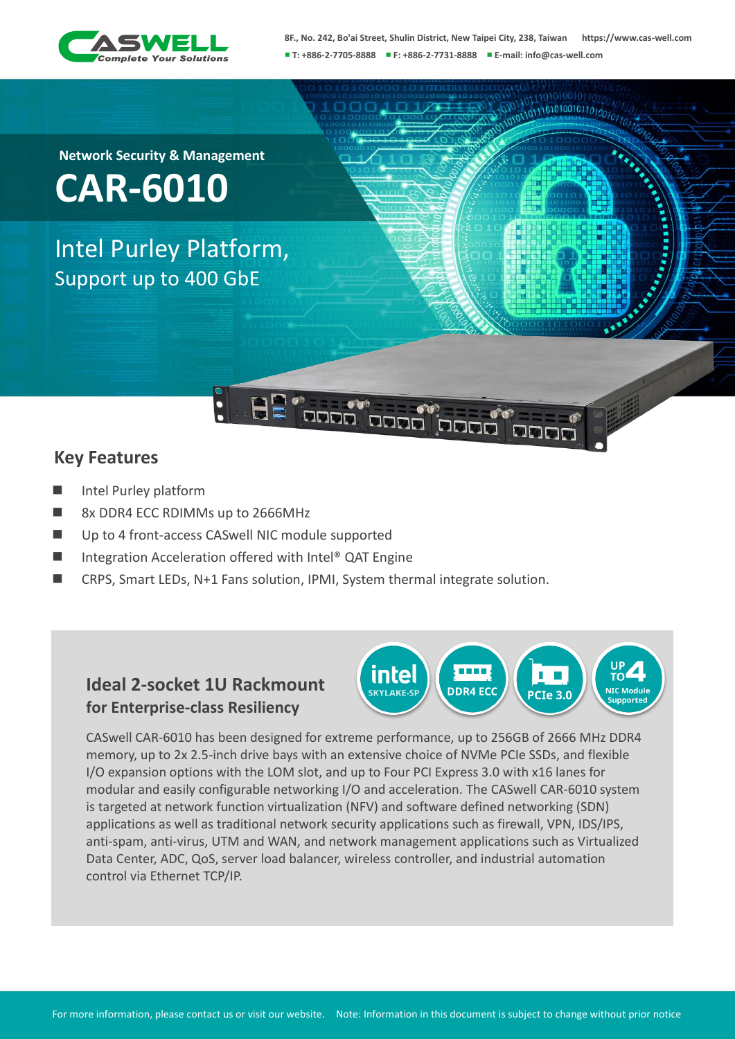8F., No. 242, Bo'ai Street, Shulin District, New Taipei City, 238, Taiwan https://www.cas-well.com
T: +886-2-7705-8888 F: +886-2-7731-8888 E-mail: info@cas-well.com

Network Security & Management

# CAR-6010

## Intel Purley Platform,

Support up to 400 GbE

## Key Features

- Intel Purley platform
- 8x DDR4 ECC RDIMMs up to 2666MHz
- Up to 4 front-access CASwell NIC module supported
- Integration Acceleration offered with Intel® QAT Engine
- CRPS, Smart LEDs, N+1 Fans solution, IPMI, System thermal integrate solution.

### Ideal 2-socket 1U Rackmount for Enterprise-class Resiliency

intel SKYLAKE-SP | DDR4 ECC | PCIe 3.0 | UP TO 4 NIC Module Supported

CASwell CAR-6010 has been designed for extreme performance, up to 256GB of 2666 MHz DDR4 memory, up to 2x 2.5-inch drive bays with an extensive choice of NVMe PCIe SSDs, and flexible I/O expansion options with the LOM slot, and up to Four PCI Express 3.0 with x16 lanes for modular and easily configurable networking I/O and acceleration. The CASwell CAR-6010 system is targeted at network function virtualization (NFV) and software defined networking (SDN) applications as well as traditional network security applications such as firewall, VPN, IDS/IPS, anti-spam, anti-virus, UTM and WAN, and network management applications such as Virtualized Data Center, ADC, QoS, server load balancer, wireless controller, and industrial automation control via Ethernet TCP/IP.

For more information, please contact us or visit our website. Note: Information in this document is subject to change without prior notice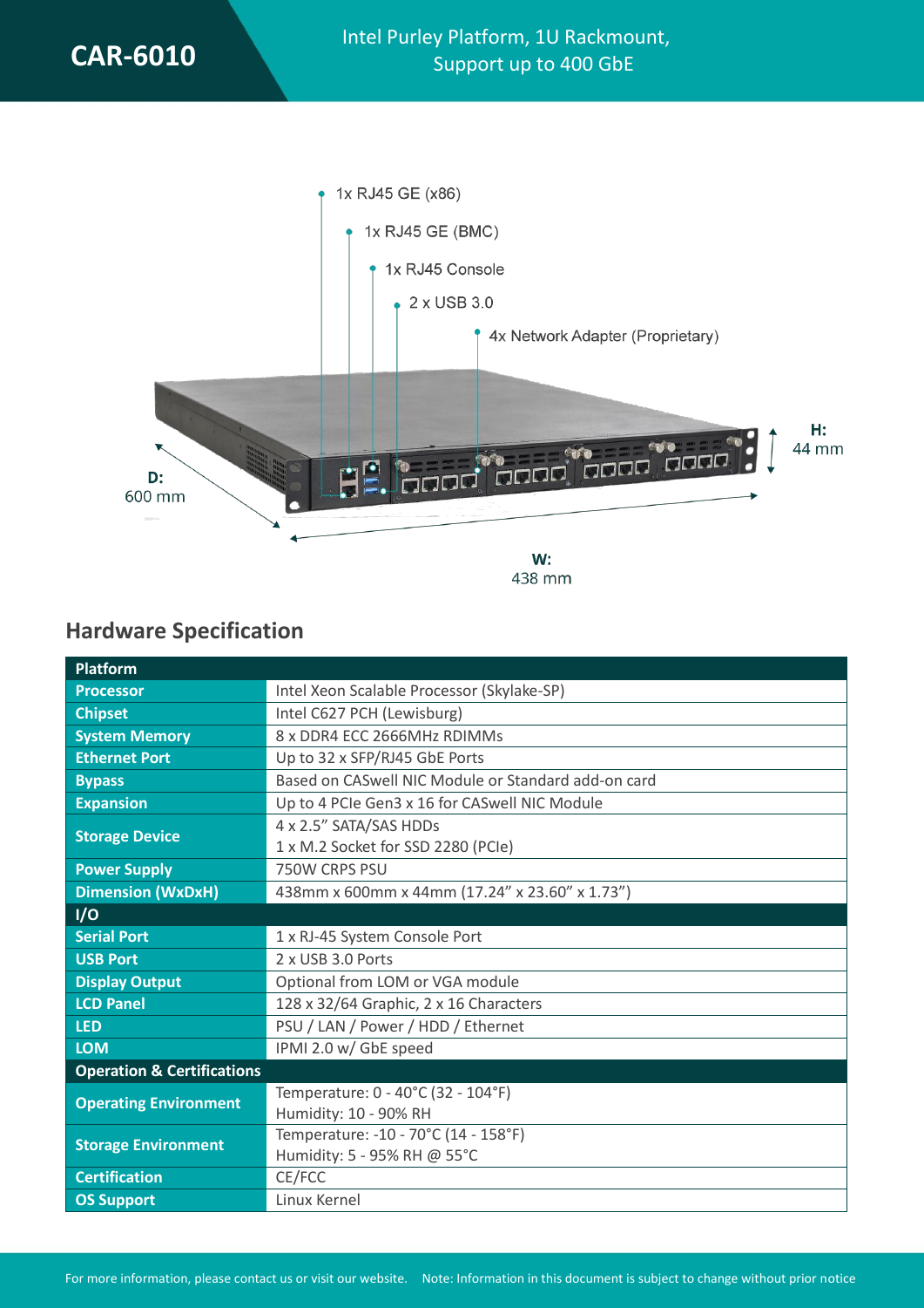# CAR-6010

Intel Purley Platform, 1U Rackmount, Support up to 400 GbE

1x RJ45 GE (x86)

1x RJ45 GE (BMC)

1x RJ45 Console

2 x USB 3.0

4x Network Adapter (Proprietary)

D: 600 mm

H: 44 mm

W: 438 mm

## Hardware Specification

| | |
|---|---|
| **Platform** | |
| **Processor** | Intel Xeon Scalable Processor (Skylake-SP) |
| **Chipset** | Intel C627 PCH (Lewisburg) |
| **System Memory** | 8 x DDR4 ECC 2666MHz RDIMMs |
| **Ethernet Port** | Up to 32 x SFP/RJ45 GbE Ports |
| **Bypass** | Based on CASwell NIC Module or Standard add-on card |
| **Expansion** | Up to 4 PCIe Gen3 x 16 for CASwell NIC Module |
| **Storage Device** | 4 x 2.5" SATA/SAS HDDs<br>1 x M.2 Socket for SSD 2280 (PCIe) |
| **Power Supply** | 750W CRPS PSU |
| **Dimension (WxDxH)** | 438mm x 600mm x 44mm (17.24" x 23.60" x 1.73") |
| **I/O** | |
| **Serial Port** | 1 x RJ-45 System Console Port |
| **USB Port** | 2 x USB 3.0 Ports |
| **Display Output** | Optional from LOM or VGA module |
| **LCD Panel** | 128 x 32/64 Graphic, 2 x 16 Characters |
| **LED** | PSU / LAN / Power / HDD / Ethernet |
| **LOM** | IPMI 2.0 w/ GbE speed |
| **Operation & Certifications** | |
| **Operating Environment** | Temperature: 0 - 40°C (32 - 104°F)<br>Humidity: 10 - 90% RH |
| **Storage Environment** | Temperature: -10 - 70°C (14 - 158°F)<br>Humidity: 5 - 95% RH @ 55°C |
| **Certification** | CE/FCC |
| **OS Support** | Linux Kernel |

For more information, please contact us or visit our website. Note: Information in this document is subject to change without prior notice